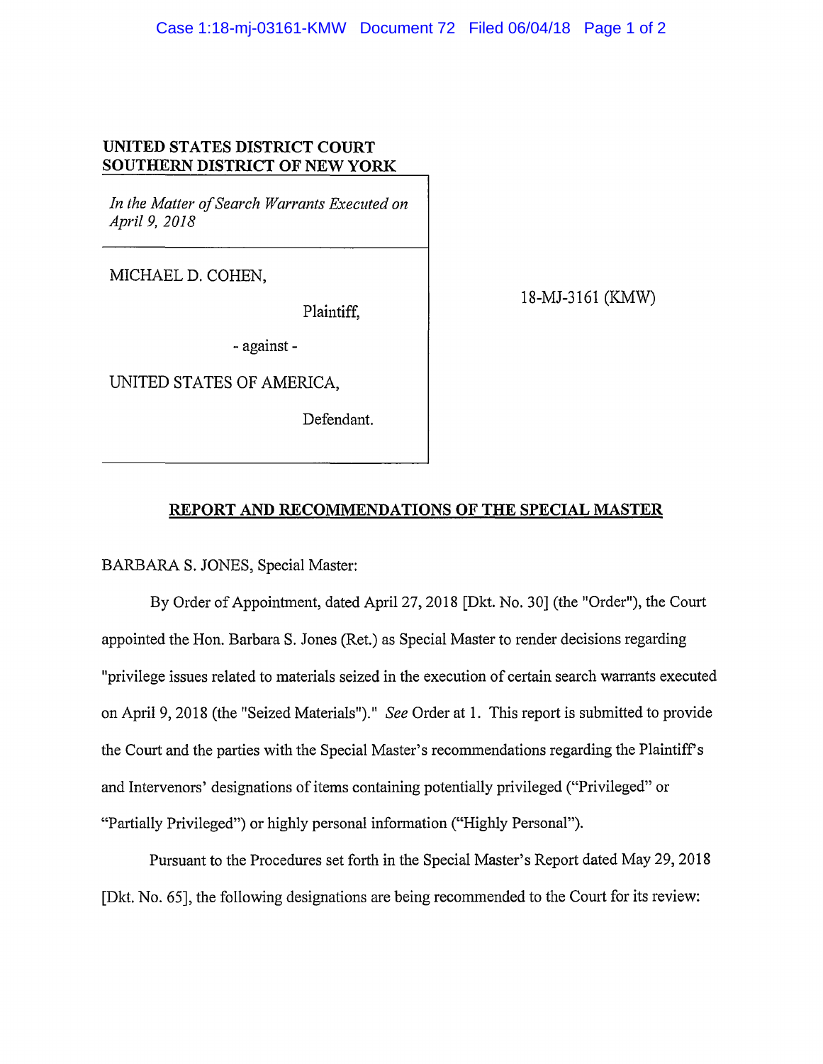**UNITED STATES DISTRICT COURT**
**SOUTHERN DISTRICT OF NEW YORK**

*In the Matter of Search Warrants Executed on April 9, 2018*

MICHAEL D. COHEN,

Plaintiff,

- against -

UNITED STATES OF AMERICA,

Defendant.

18-MJ-3161 (KMW)

## REPORT AND RECOMMENDATIONS OF THE SPECIAL MASTER

BARBARA S. JONES, Special Master:

By Order of Appointment, dated April 27, 2018 [Dkt. No. 30] (the "Order"), the Court appointed the Hon. Barbara S. Jones (Ret.) as Special Master to render decisions regarding "privilege issues related to materials seized in the execution of certain search warrants executed on April 9, 2018 (the "Seized Materials")." *See* Order at 1. This report is submitted to provide the Court and the parties with the Special Master's recommendations regarding the Plaintiff's and Intervenors' designations of items containing potentially privileged ("Privileged" or "Partially Privileged") or highly personal information ("Highly Personal").

Pursuant to the Procedures set forth in the Special Master's Report dated May 29, 2018 [Dkt. No. 65], the following designations are being recommended to the Court for its review: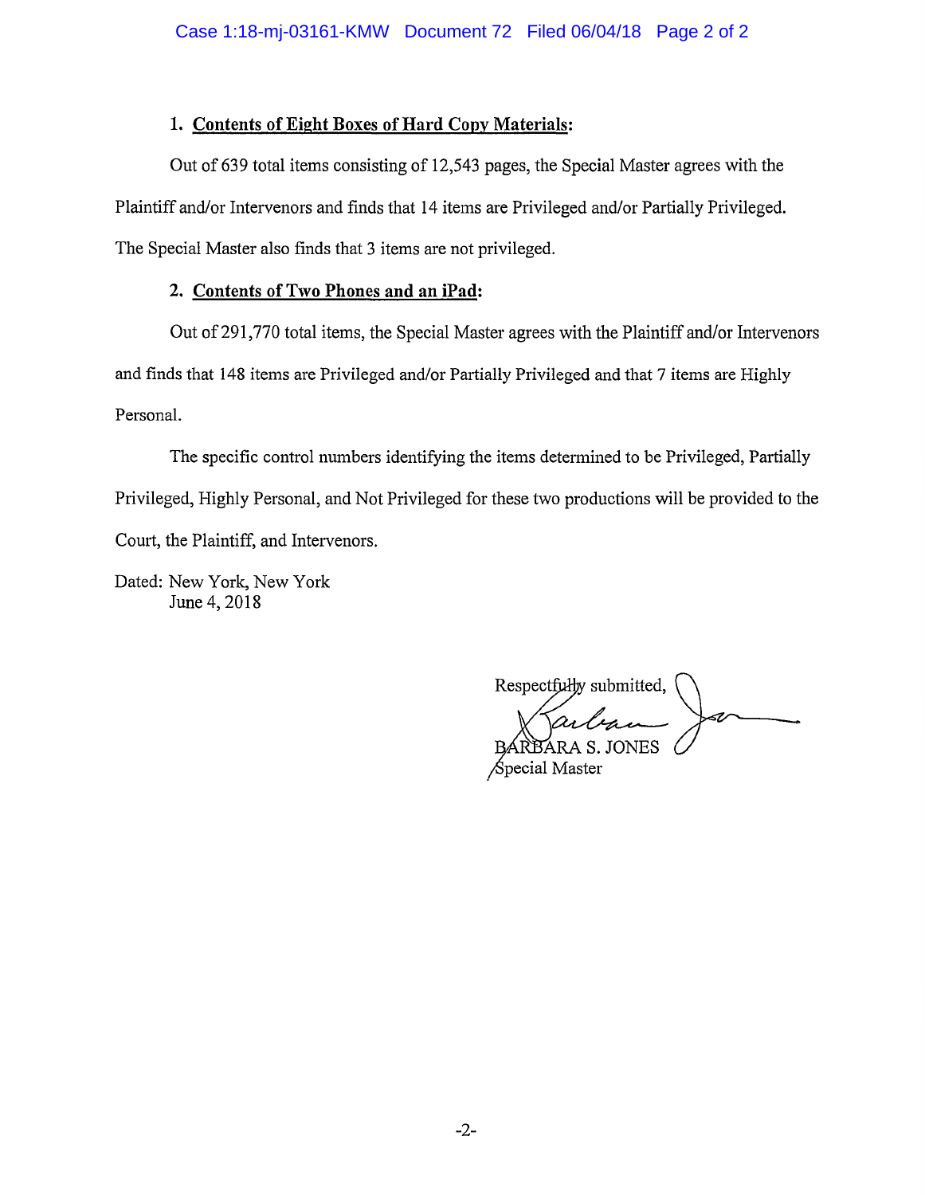1. **Contents of Eight Boxes of Hard Copy Materials**:

Out of 639 total items consisting of 12,543 pages, the Special Master agrees with the Plaintiff and/or Intervenors and finds that 14 items are Privileged and/or Partially Privileged. The Special Master also finds that 3 items are not privileged.

2. **Contents of Two Phones and an iPad**:

Out of 291,770 total items, the Special Master agrees with the Plaintiff and/or Intervenors and finds that 148 items are Privileged and/or Partially Privileged and that 7 items are Highly Personal.

The specific control numbers identifying the items determined to be Privileged, Partially Privileged, Highly Personal, and Not Privileged for these two productions will be provided to the Court, the Plaintiff, and Intervenors.

Dated: New York, New York
June 4, 2018

Respectfully submitted,

BARBARA S. JONES
Special Master